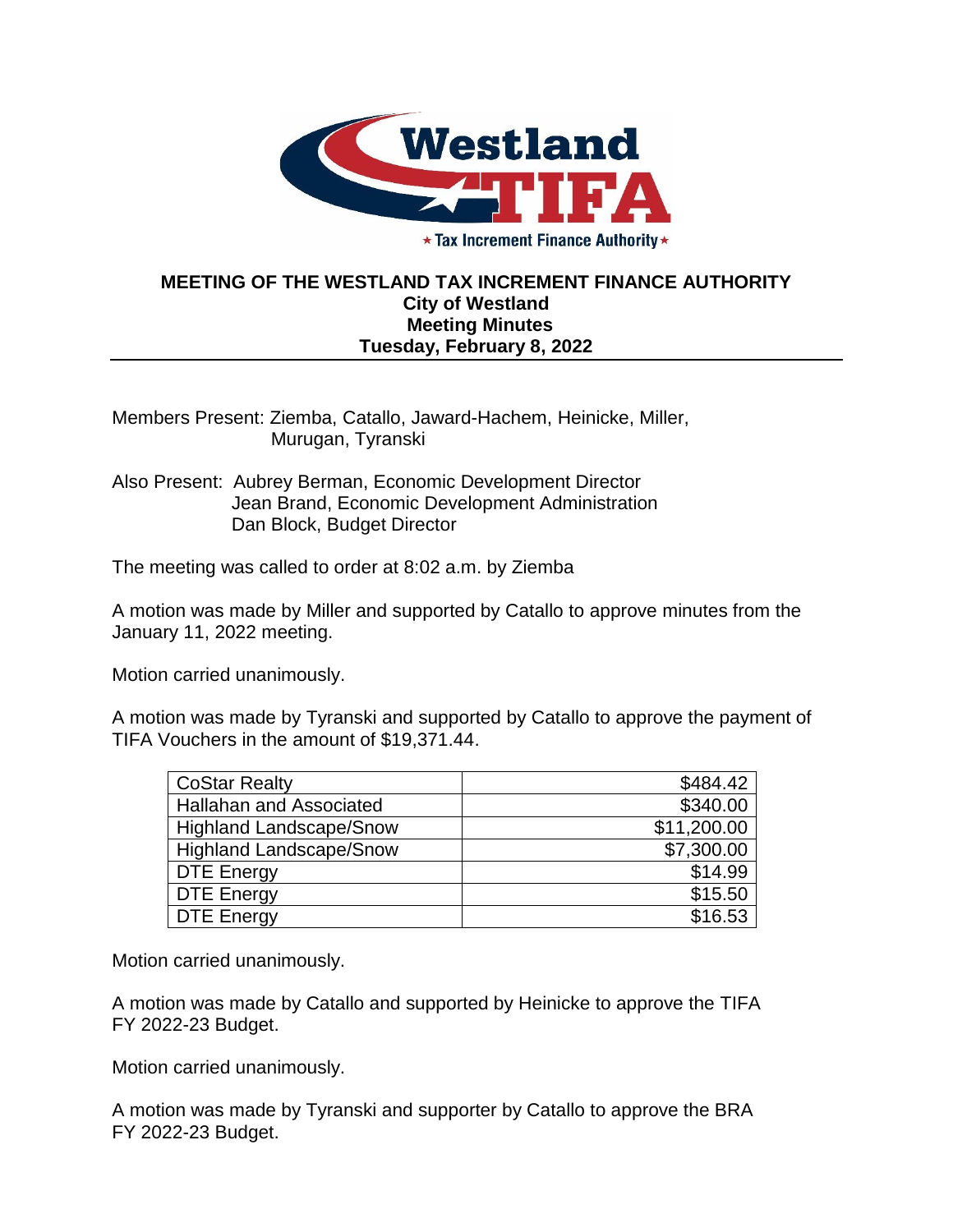# MEETING OF THE WESTLAND TAX INCREMENT FINANCE AUTHORITY

**City of Westland**
**Meeting Minutes**
**Tuesday, February 8, 2022**

Members Present: Ziemba, Catallo, Jaward-Hachem, Heinicke, Miller, Murugan, Tyranski

Also Present: Aubrey Berman, Economic Development Director
Jean Brand, Economic Development Administration
Dan Block, Budget Director

The meeting was called to order at 8:02 a.m. by Ziemba

A motion was made by Miller and supported by Catallo to approve minutes from the January 11, 2022 meeting.

Motion carried unanimously.

A motion was made by Tyranski and supported by Catallo to approve the payment of TIFA Vouchers in the amount of $19,371.44.

| | |
|---|---:|
| CoStar Realty | $484.42 |
| Hallahan and Associated | $340.00 |
| Highland Landscape/Snow | $11,200.00 |
| Highland Landscape/Snow | $7,300.00 |
| DTE Energy | $14.99 |
| DTE Energy | $15.50 |
| DTE Energy | $16.53 |

Motion carried unanimously.

A motion was made by Catallo and supported by Heinicke to approve the TIFA FY 2022-23 Budget.

Motion carried unanimously.

A motion was made by Tyranski and supporter by Catallo to approve the BRA FY 2022-23 Budget.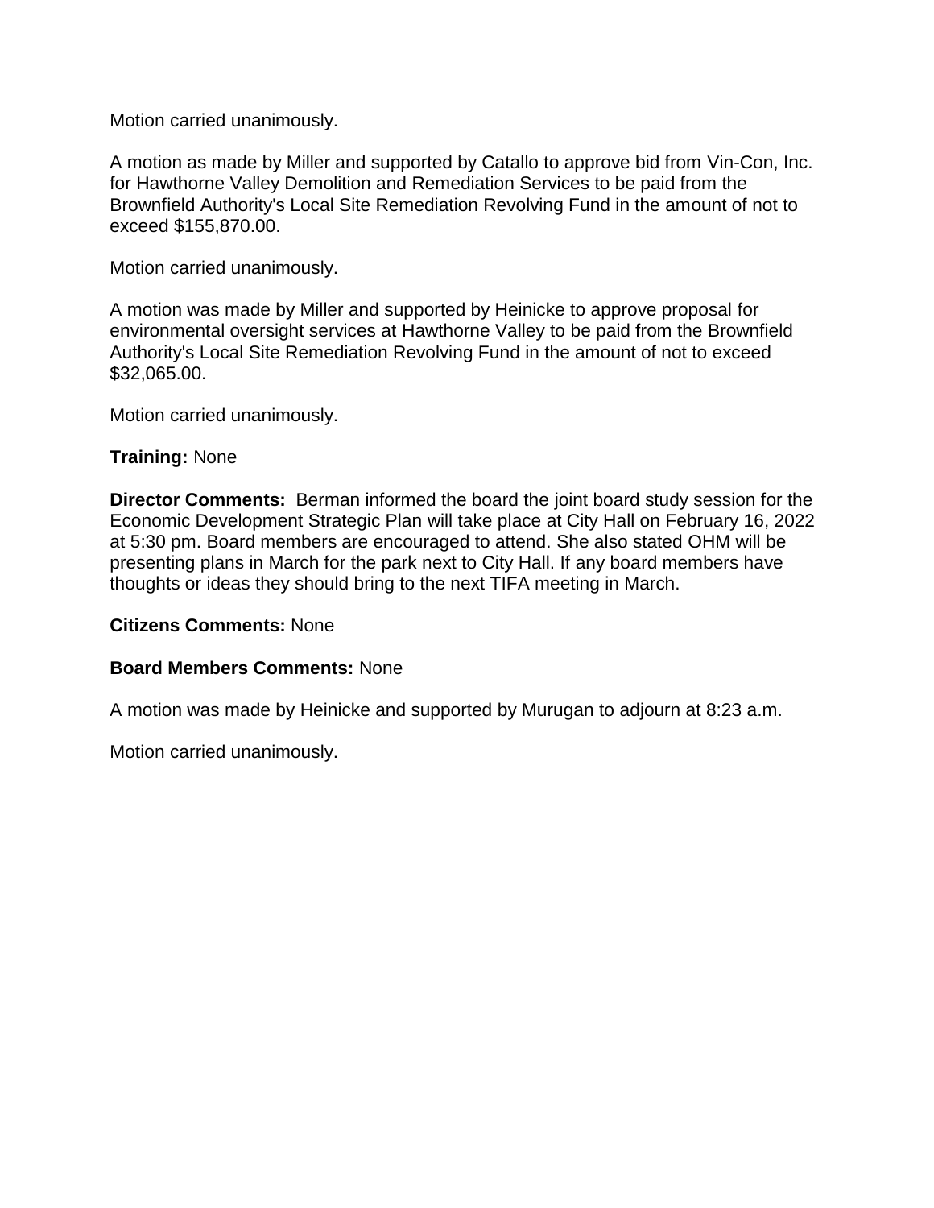Motion carried unanimously.

A motion as made by Miller and supported by Catallo to approve bid from Vin-Con, Inc. for Hawthorne Valley Demolition and Remediation Services to be paid from the Brownfield Authority's Local Site Remediation Revolving Fund in the amount of not to exceed $155,870.00.

Motion carried unanimously.

A motion was made by Miller and supported by Heinicke to approve proposal for environmental oversight services at Hawthorne Valley to be paid from the Brownfield Authority's Local Site Remediation Revolving Fund in the amount of not to exceed $32,065.00.

Motion carried unanimously.

**Training:** None

**Director Comments:** Berman informed the board the joint board study session for the Economic Development Strategic Plan will take place at City Hall on February 16, 2022 at 5:30 pm. Board members are encouraged to attend. She also stated OHM will be presenting plans in March for the park next to City Hall. If any board members have thoughts or ideas they should bring to the next TIFA meeting in March.

**Citizens Comments:** None

**Board Members Comments:** None

A motion was made by Heinicke and supported by Murugan to adjourn at 8:23 a.m.

Motion carried unanimously.